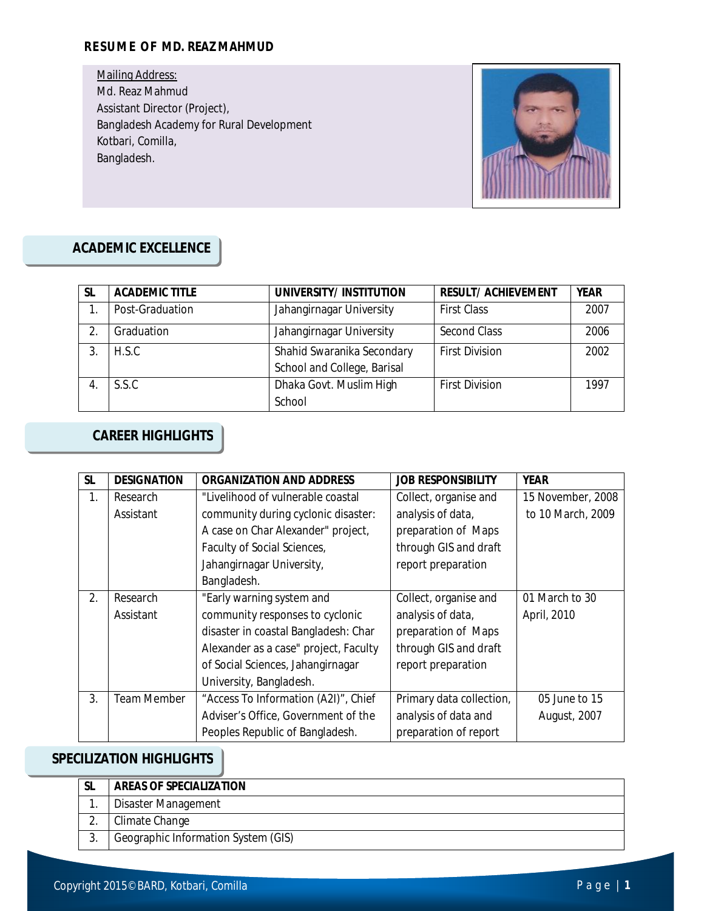# RESUME OF MD. REAZ MAHMUD

Mailing Address:
Md. Reaz Mahmud
Assistant Director (Project),
Bangladesh Academy for Rural Development
Kotbari, Comilla,
Bangladesh.

## ACADEMIC EXCELLENCE

| SL | ACADEMIC TITLE | UNIVERSITY/ INSTITUTION | RESULT/ ACHIEVEMENT | YEAR |
|---|---|---|---|---|
| 1. | Post-Graduation | Jahangirnagar University | First Class | 2007 |
| 2. | Graduation | Jahangirnagar University | Second Class | 2006 |
| 3. | H.S.C | Shahid Swaranika Secondary School and College, Barisal | First Division | 2002 |
| 4. | S.S.C | Dhaka Govt. Muslim High School | First Division | 1997 |

## CAREER HIGHLIGHTS

| SL | DESIGNATION | ORGANIZATION AND ADDRESS | JOB RESPONSIBILITY | YEAR |
|---|---|---|---|---|
| 1. | Research Assistant | "Livelihood of vulnerable coastal community during cyclonic disaster: A case on Char Alexander" project, Faculty of Social Sciences, Jahangirnagar University, Bangladesh. | Collect, organise and analysis of data, preparation of Maps through GIS and draft report preparation | 15 November, 2008 to 10 March, 2009 |
| 2. | Research Assistant | "Early warning system and community responses to cyclonic disaster in coastal Bangladesh: Char Alexander as a case" project, Faculty of Social Sciences, Jahangirnagar University, Bangladesh. | Collect, organise and analysis of data, preparation of Maps through GIS and draft report preparation | 01 March to 30 April, 2010 |
| 3. | Team Member | "Access To Information (A2I)", Chief Adviser's Office, Government of the Peoples Republic of Bangladesh. | Primary data collection, analysis of data and preparation of report | 05 June to 15 August, 2007 |

## SPECIALIZATION HIGHLIGHTS

| SL | AREAS OF SPECIALIZATION |
|---|---|
| 1. | Disaster Management |
| 2. | Climate Change |
| 3. | Geographic Information System (GIS) |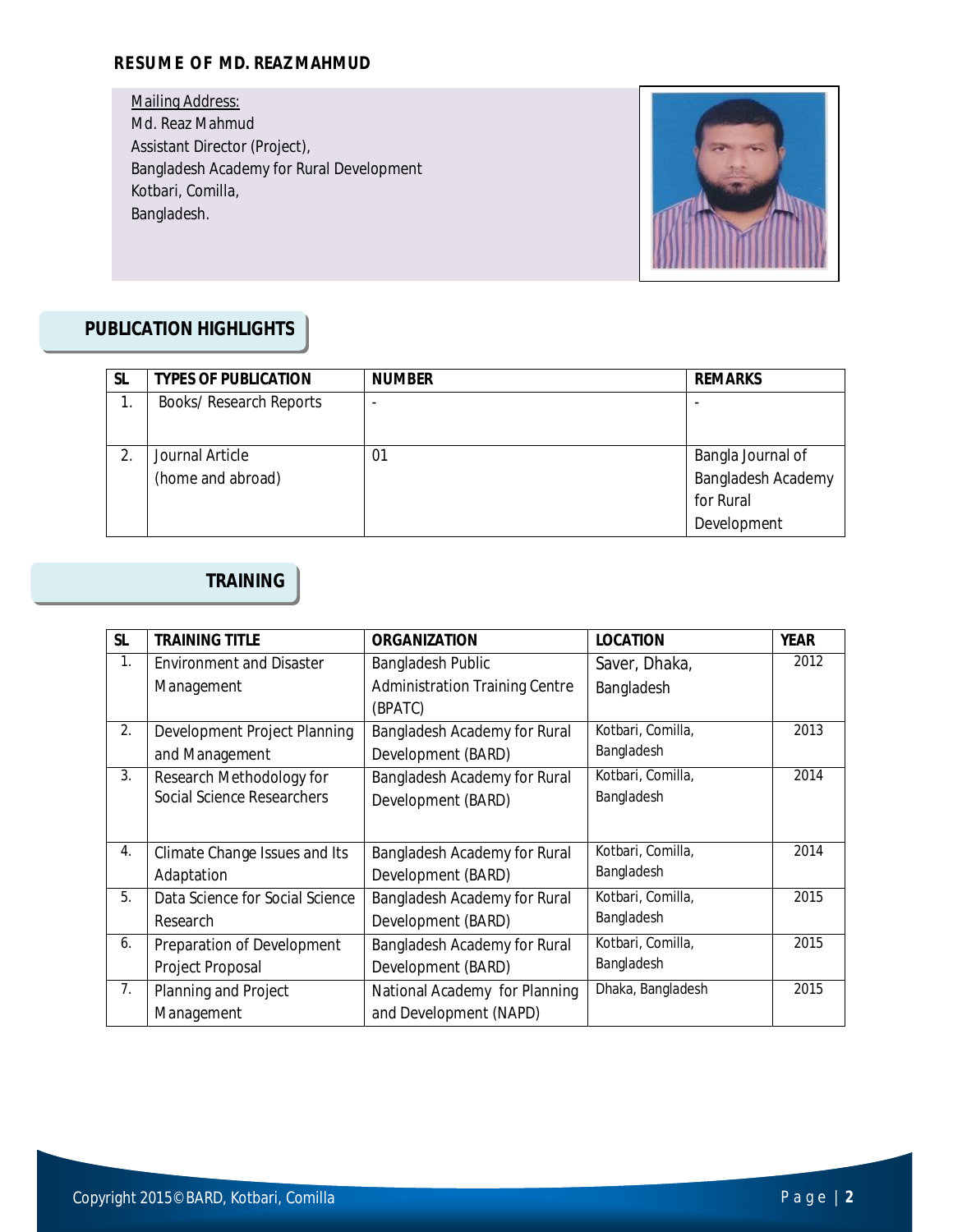**RESUME OF MD. REAZ MAHMUD**

Mailing Address:
Md. Reaz Mahmud
Assistant Director (Project),
Bangladesh Academy for Rural Development
Kotbari, Comilla,
Bangladesh.

## PUBLICATION HIGHLIGHTS

| SL | TYPES OF PUBLICATION | NUMBER | REMARKS |
|---|---|---|---|
| 1. | Books/ Research Reports | - | - |
| 2. | Journal Article (home and abroad) | 01 | Bangla Journal of Bangladesh Academy for Rural Development |

## TRAINING

| SL | TRAINING TITLE | ORGANIZATION | LOCATION | YEAR |
|---|---|---|---|---|
| 1. | Environment and Disaster Management | Bangladesh Public Administration Training Centre (BPATC) | Saver, Dhaka, Bangladesh | 2012 |
| 2. | Development Project Planning and Management | Bangladesh Academy for Rural Development (BARD) | Kotbari, Comilla, Bangladesh | 2013 |
| 3. | Research Methodology for Social Science Researchers | Bangladesh Academy for Rural Development (BARD) | Kotbari, Comilla, Bangladesh | 2014 |
| 4. | Climate Change Issues and Its Adaptation | Bangladesh Academy for Rural Development (BARD) | Kotbari, Comilla, Bangladesh | 2014 |
| 5. | Data Science for Social Science Research | Bangladesh Academy for Rural Development (BARD) | Kotbari, Comilla, Bangladesh | 2015 |
| 6. | Preparation of Development Project Proposal | Bangladesh Academy for Rural Development (BARD) | Kotbari, Comilla, Bangladesh | 2015 |
| 7. | Planning and Project Management | National Academy for Planning and Development (NAPD) | Dhaka, Bangladesh | 2015 |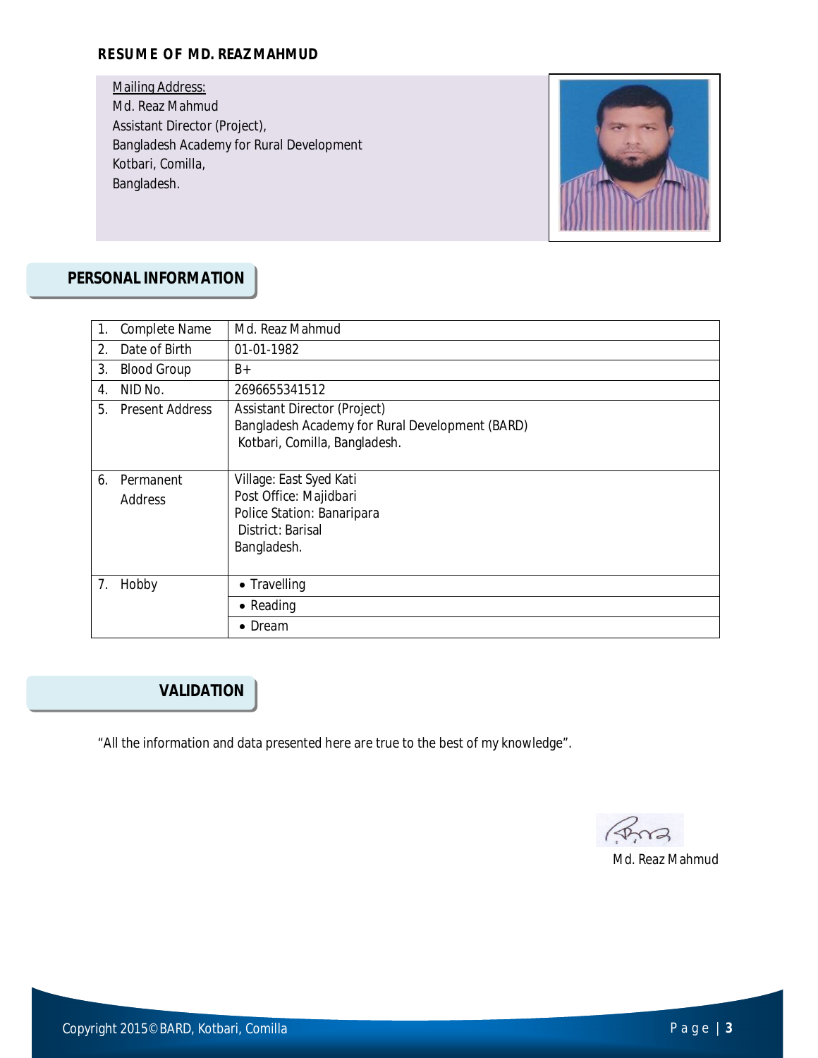**RESUME OF MD. REAZ MAHMUD**

Mailing Address:
Md. Reaz Mahmud
Assistant Director (Project),
Bangladesh Academy for Rural Development
Kotbari, Comilla,
Bangladesh.

## PERSONAL INFORMATION

| | |
|---|---|
| 1. Complete Name | Md. Reaz Mahmud |
| 2. Date of Birth | 01-01-1982 |
| 3. Blood Group | B+ |
| 4. NID No. | 2696655341512 |
| 5. Present Address | Assistant Director (Project)<br>Bangladesh Academy for Rural Development (BARD)<br>Kotbari, Comilla, Bangladesh. |
| 6. Permanent Address | Village: East Syed Kati<br>Post Office: Majidbari<br>Police Station: Banaripara<br>District: Barisal<br>Bangladesh. |
| 7. Hobby | • Travelling |
| | • Reading |
| | • Dream |

## VALIDATION

"All the information and data presented here are true to the best of my knowledge".

Md. Reaz Mahmud